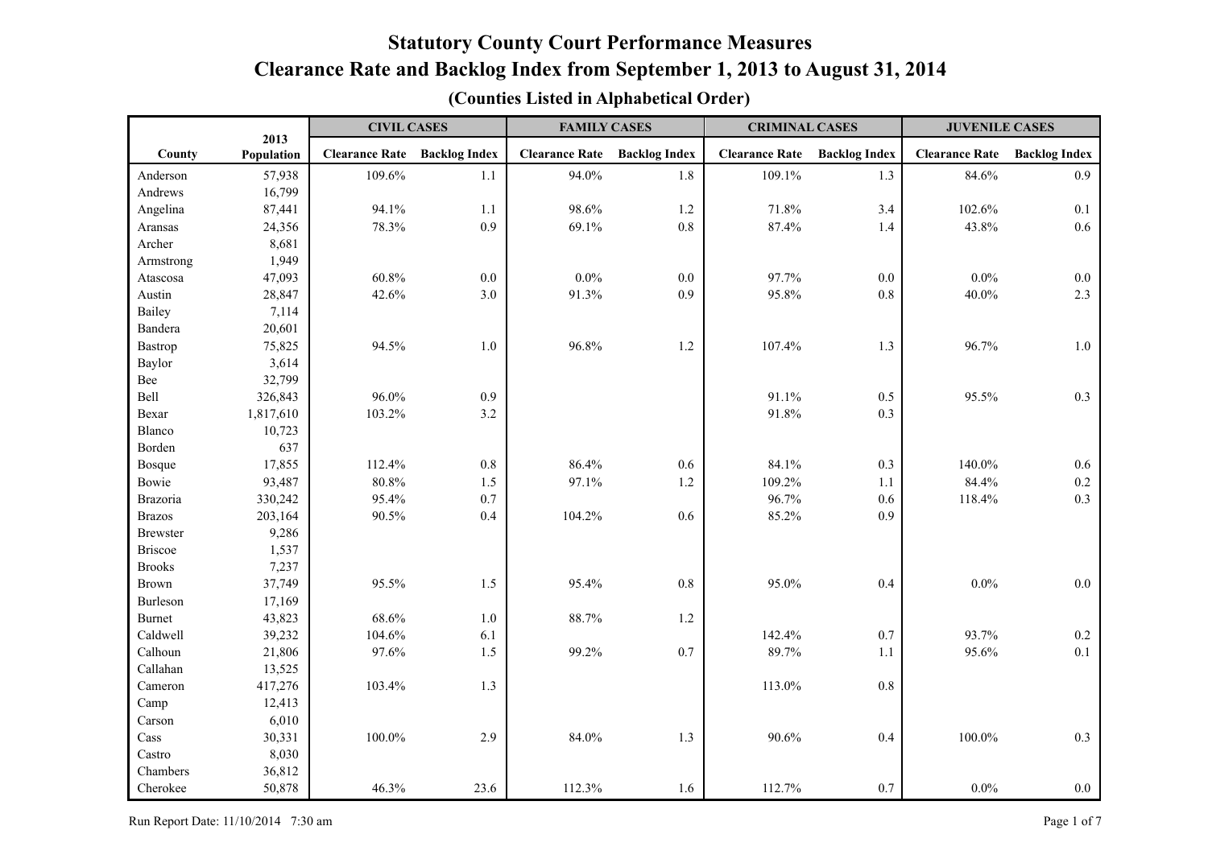# Statutory County Court Performance Measures

## Clearance Rate and Backlog Index from September 1, 2013 to August 31, 2014

### (Counties Listed in Alphabetical Order)

| County | 2013 Population | CIVIL CASES | | FAMILY CASES | | CRIMINAL CASES | | JUVENILE CASES | |
|---|---|---|---|---|---|---|---|---|---|
| | | Clearance Rate | Backlog Index | Clearance Rate | Backlog Index | Clearance Rate | Backlog Index | Clearance Rate | Backlog Index |
| Anderson | 57,938 | 109.6% | 1.1 | 94.0% | 1.8 | 109.1% | 1.3 | 84.6% | 0.9 |
| Andrews | 16,799 | | | | | | | | |
| Angelina | 87,441 | 94.1% | 1.1 | 98.6% | 1.2 | 71.8% | 3.4 | 102.6% | 0.1 |
| Aransas | 24,356 | 78.3% | 0.9 | 69.1% | 0.8 | 87.4% | 1.4 | 43.8% | 0.6 |
| Archer | 8,681 | | | | | | | | |
| Armstrong | 1,949 | | | | | | | | |
| Atascosa | 47,093 | 60.8% | 0.0 | 0.0% | 0.0 | 97.7% | 0.0 | 0.0% | 0.0 |
| Austin | 28,847 | 42.6% | 3.0 | 91.3% | 0.9 | 95.8% | 0.8 | 40.0% | 2.3 |
| Bailey | 7,114 | | | | | | | | |
| Bandera | 20,601 | | | | | | | | |
| Bastrop | 75,825 | 94.5% | 1.0 | 96.8% | 1.2 | 107.4% | 1.3 | 96.7% | 1.0 |
| Baylor | 3,614 | | | | | | | | |
| Bee | 32,799 | | | | | | | | |
| Bell | 326,843 | 96.0% | 0.9 | | | 91.1% | 0.5 | 95.5% | 0.3 |
| Bexar | 1,817,610 | 103.2% | 3.2 | | | 91.8% | 0.3 | | |
| Blanco | 10,723 | | | | | | | | |
| Borden | 637 | | | | | | | | |
| Bosque | 17,855 | 112.4% | 0.8 | 86.4% | 0.6 | 84.1% | 0.3 | 140.0% | 0.6 |
| Bowie | 93,487 | 80.8% | 1.5 | 97.1% | 1.2 | 109.2% | 1.1 | 84.4% | 0.2 |
| Brazoria | 330,242 | 95.4% | 0.7 | | | 96.7% | 0.6 | 118.4% | 0.3 |
| Brazos | 203,164 | 90.5% | 0.4 | 104.2% | 0.6 | 85.2% | 0.9 | | |
| Brewster | 9,286 | | | | | | | | |
| Briscoe | 1,537 | | | | | | | | |
| Brooks | 7,237 | | | | | | | | |
| Brown | 37,749 | 95.5% | 1.5 | 95.4% | 0.8 | 95.0% | 0.4 | 0.0% | 0.0 |
| Burleson | 17,169 | | | | | | | | |
| Burnet | 43,823 | 68.6% | 1.0 | 88.7% | 1.2 | | | | |
| Caldwell | 39,232 | 104.6% | 6.1 | | | 142.4% | 0.7 | 93.7% | 0.2 |
| Calhoun | 21,806 | 97.6% | 1.5 | 99.2% | 0.7 | 89.7% | 1.1 | 95.6% | 0.1 |
| Callahan | 13,525 | | | | | | | | |
| Cameron | 417,276 | 103.4% | 1.3 | | | 113.0% | 0.8 | | |
| Camp | 12,413 | | | | | | | | |
| Carson | 6,010 | | | | | | | | |
| Cass | 30,331 | 100.0% | 2.9 | 84.0% | 1.3 | 90.6% | 0.4 | 100.0% | 0.3 |
| Castro | 8,030 | | | | | | | | |
| Chambers | 36,812 | | | | | | | | |
| Cherokee | 50,878 | 46.3% | 23.6 | 112.3% | 1.6 | 112.7% | 0.7 | 0.0% | 0.0 |

Run Report Date: 11/10/2014 7:30 am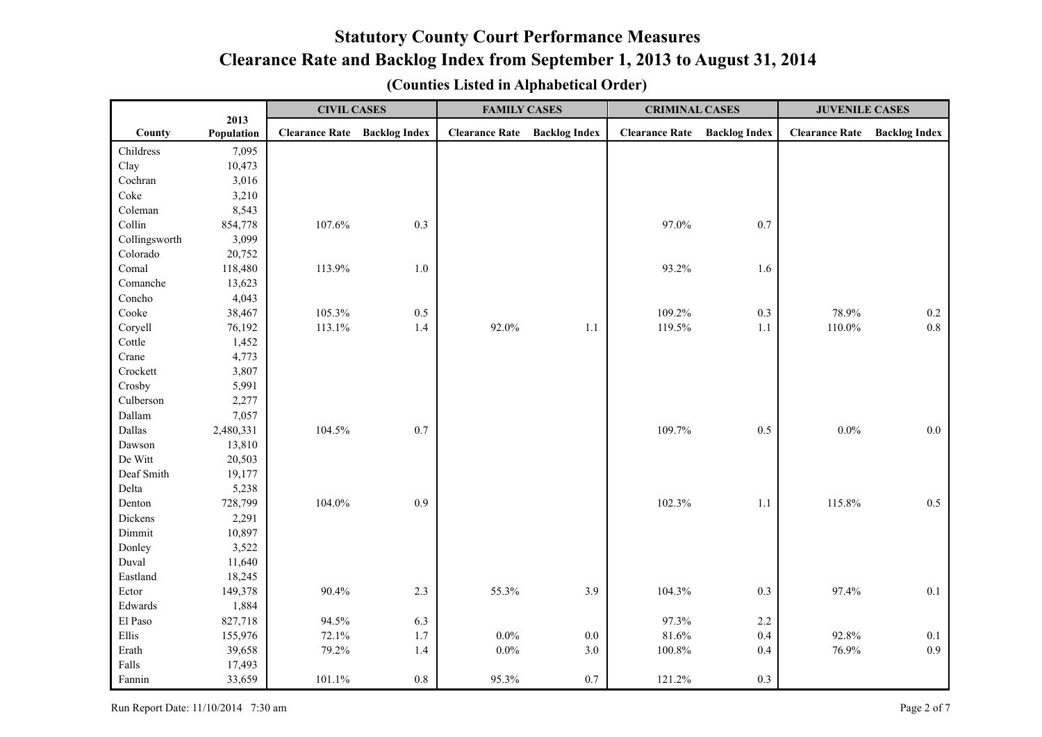# Statutory County Court Performance Measures

## Clearance Rate and Backlog Index from September 1, 2013 to August 31, 2014

### (Counties Listed in Alphabetical Order)

| County | 2013 Population | CIVIL CASES | | FAMILY CASES | | CRIMINAL CASES | | JUVENILE CASES | |
|---|---|---|---|---|---|---|---|---|---|
| | | Clearance Rate | Backlog Index | Clearance Rate | Backlog Index | Clearance Rate | Backlog Index | Clearance Rate | Backlog Index |
| Childress | 7,095 | | | | | | | | |
| Clay | 10,473 | | | | | | | | |
| Cochran | 3,016 | | | | | | | | |
| Coke | 3,210 | | | | | | | | |
| Coleman | 8,543 | | | | | | | | |
| Collin | 854,778 | 107.6% | 0.3 | | | 97.0% | 0.7 | | |
| Collingsworth | 3,099 | | | | | | | | |
| Colorado | 20,752 | | | | | | | | |
| Comal | 118,480 | 113.9% | 1.0 | | | 93.2% | 1.6 | | |
| Comanche | 13,623 | | | | | | | | |
| Concho | 4,043 | | | | | | | | |
| Cooke | 38,467 | 105.3% | 0.5 | | | 109.2% | 0.3 | 78.9% | 0.2 |
| Coryell | 76,192 | 113.1% | 1.4 | 92.0% | 1.1 | 119.5% | 1.1 | 110.0% | 0.8 |
| Cottle | 1,452 | | | | | | | | |
| Crane | 4,773 | | | | | | | | |
| Crockett | 3,807 | | | | | | | | |
| Crosby | 5,991 | | | | | | | | |
| Culberson | 2,277 | | | | | | | | |
| Dallam | 7,057 | | | | | | | | |
| Dallas | 2,480,331 | 104.5% | 0.7 | | | 109.7% | 0.5 | 0.0% | 0.0 |
| Dawson | 13,810 | | | | | | | | |
| De Witt | 20,503 | | | | | | | | |
| Deaf Smith | 19,177 | | | | | | | | |
| Delta | 5,238 | | | | | | | | |
| Denton | 728,799 | 104.0% | 0.9 | | | 102.3% | 1.1 | 115.8% | 0.5 |
| Dickens | 2,291 | | | | | | | | |
| Dimmit | 10,897 | | | | | | | | |
| Donley | 3,522 | | | | | | | | |
| Duval | 11,640 | | | | | | | | |
| Eastland | 18,245 | | | | | | | | |
| Ector | 149,378 | 90.4% | 2.3 | 55.3% | 3.9 | 104.3% | 0.3 | 97.4% | 0.1 |
| Edwards | 1,884 | | | | | | | | |
| El Paso | 827,718 | 94.5% | 6.3 | | | 97.3% | 2.2 | | |
| Ellis | 155,976 | 72.1% | 1.7 | 0.0% | 0.0 | 81.6% | 0.4 | 92.8% | 0.1 |
| Erath | 39,658 | 79.2% | 1.4 | 0.0% | 3.0 | 100.8% | 0.4 | 76.9% | 0.9 |
| Falls | 17,493 | | | | | | | | |
| Fannin | 33,659 | 101.1% | 0.8 | 95.3% | 0.7 | 121.2% | 0.3 | | |

Run Report Date: 11/10/2014 7:30 am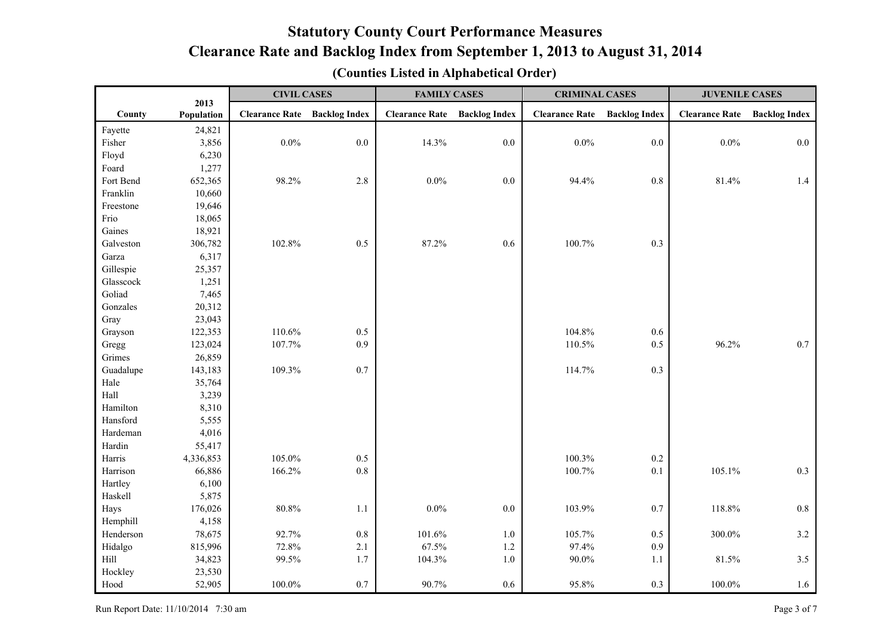# Statutory County Court Performance Measures

## Clearance Rate and Backlog Index from September 1, 2013 to August 31, 2014

### (Counties Listed in Alphabetical Order)

| County | 2013 Population | CIVIL CASES | | FAMILY CASES | | CRIMINAL CASES | | JUVENILE CASES | |
|---|---|---|---|---|---|---|---|---|---|
| | | Clearance Rate | Backlog Index | Clearance Rate | Backlog Index | Clearance Rate | Backlog Index | Clearance Rate | Backlog Index |
| Fayette | 24,821 | | | | | | | | |
| Fisher | 3,856 | 0.0% | 0.0 | 14.3% | 0.0 | 0.0% | 0.0 | 0.0% | 0.0 |
| Floyd | 6,230 | | | | | | | | |
| Foard | 1,277 | | | | | | | | |
| Fort Bend | 652,365 | 98.2% | 2.8 | 0.0% | 0.0 | 94.4% | 0.8 | 81.4% | 1.4 |
| Franklin | 10,660 | | | | | | | | |
| Freestone | 19,646 | | | | | | | | |
| Frio | 18,065 | | | | | | | | |
| Gaines | 18,921 | | | | | | | | |
| Galveston | 306,782 | 102.8% | 0.5 | 87.2% | 0.6 | 100.7% | 0.3 | | |
| Garza | 6,317 | | | | | | | | |
| Gillespie | 25,357 | | | | | | | | |
| Glasscock | 1,251 | | | | | | | | |
| Goliad | 7,465 | | | | | | | | |
| Gonzales | 20,312 | | | | | | | | |
| Gray | 23,043 | | | | | | | | |
| Grayson | 122,353 | 110.6% | 0.5 | | | 104.8% | 0.6 | | |
| Gregg | 123,024 | 107.7% | 0.9 | | | 110.5% | 0.5 | 96.2% | 0.7 |
| Grimes | 26,859 | | | | | | | | |
| Guadalupe | 143,183 | 109.3% | 0.7 | | | 114.7% | 0.3 | | |
| Hale | 35,764 | | | | | | | | |
| Hall | 3,239 | | | | | | | | |
| Hamilton | 8,310 | | | | | | | | |
| Hansford | 5,555 | | | | | | | | |
| Hardeman | 4,016 | | | | | | | | |
| Hardin | 55,417 | | | | | | | | |
| Harris | 4,336,853 | 105.0% | 0.5 | | | 100.3% | 0.2 | | |
| Harrison | 66,886 | 166.2% | 0.8 | | | 100.7% | 0.1 | 105.1% | 0.3 |
| Hartley | 6,100 | | | | | | | | |
| Haskell | 5,875 | | | | | | | | |
| Hays | 176,026 | 80.8% | 1.1 | 0.0% | 0.0 | 103.9% | 0.7 | 118.8% | 0.8 |
| Hemphill | 4,158 | | | | | | | | |
| Henderson | 78,675 | 92.7% | 0.8 | 101.6% | 1.0 | 105.7% | 0.5 | 300.0% | 3.2 |
| Hidalgo | 815,996 | 72.8% | 2.1 | 67.5% | 1.2 | 97.4% | 0.9 | | |
| Hill | 34,823 | 99.5% | 1.7 | 104.3% | 1.0 | 90.0% | 1.1 | 81.5% | 3.5 |
| Hockley | 23,530 | | | | | | | | |
| Hood | 52,905 | 100.0% | 0.7 | 90.7% | 0.6 | 95.8% | 0.3 | 100.0% | 1.6 |

Run Report Date: 11/10/2014 7:30 am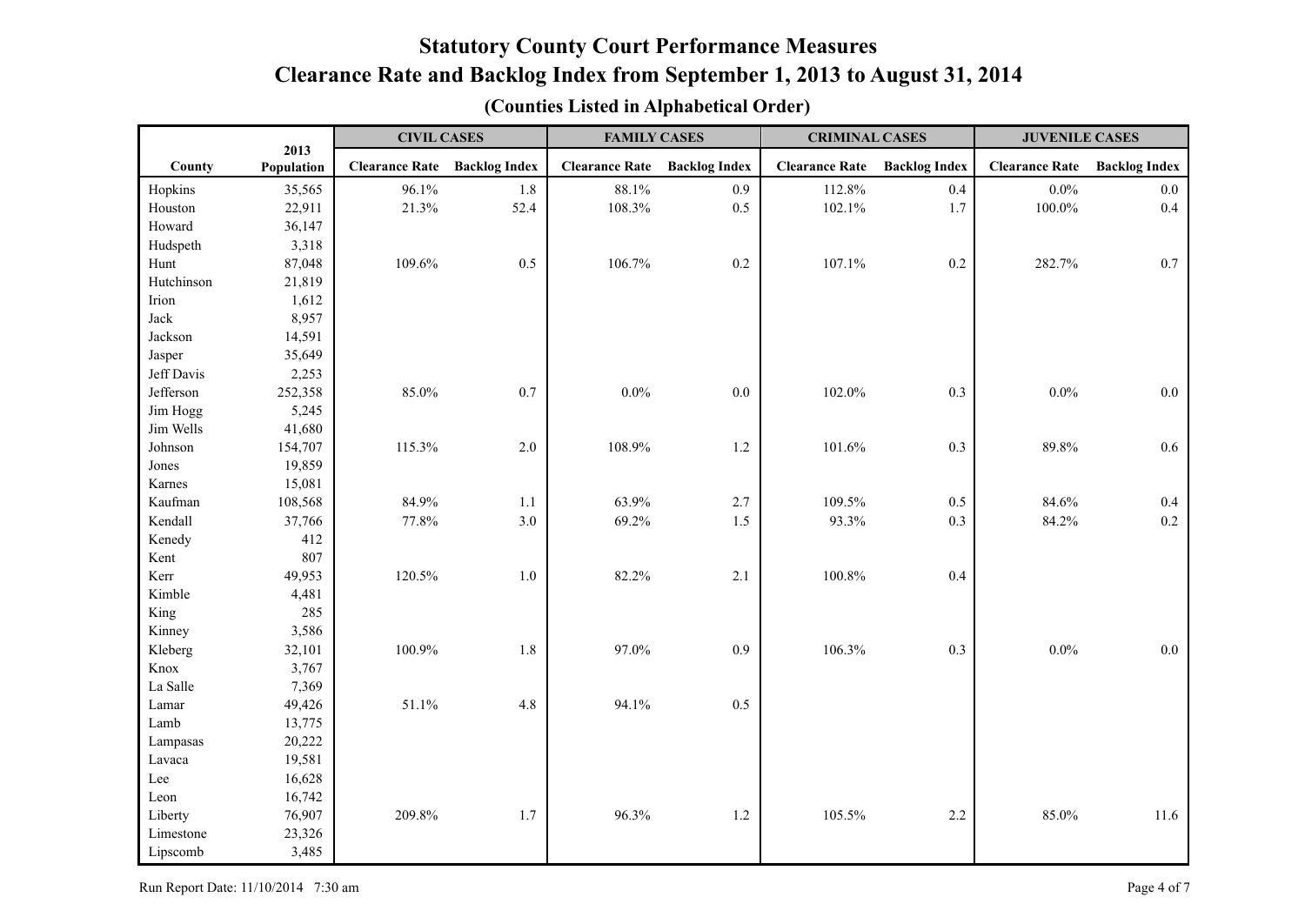# Statutory County Court Performance Measures

## Clearance Rate and Backlog Index from September 1, 2013 to August 31, 2014

### (Counties Listed in Alphabetical Order)

| County | 2013 Population | CIVIL CASES | | FAMILY CASES | | CRIMINAL CASES | | JUVENILE CASES | |
|---|---|---|---|---|---|---|---|---|---|
| | | Clearance Rate | Backlog Index | Clearance Rate | Backlog Index | Clearance Rate | Backlog Index | Clearance Rate | Backlog Index |
| Hopkins | 35,565 | 96.1% | 1.8 | 88.1% | 0.9 | 112.8% | 0.4 | 0.0% | 0.0 |
| Houston | 22,911 | 21.3% | 52.4 | 108.3% | 0.5 | 102.1% | 1.7 | 100.0% | 0.4 |
| Howard | 36,147 | | | | | | | | |
| Hudspeth | 3,318 | | | | | | | | |
| Hunt | 87,048 | 109.6% | 0.5 | 106.7% | 0.2 | 107.1% | 0.2 | 282.7% | 0.7 |
| Hutchinson | 21,819 | | | | | | | | |
| Irion | 1,612 | | | | | | | | |
| Jack | 8,957 | | | | | | | | |
| Jackson | 14,591 | | | | | | | | |
| Jasper | 35,649 | | | | | | | | |
| Jeff Davis | 2,253 | | | | | | | | |
| Jefferson | 252,358 | 85.0% | 0.7 | 0.0% | 0.0 | 102.0% | 0.3 | 0.0% | 0.0 |
| Jim Hogg | 5,245 | | | | | | | | |
| Jim Wells | 41,680 | | | | | | | | |
| Johnson | 154,707 | 115.3% | 2.0 | 108.9% | 1.2 | 101.6% | 0.3 | 89.8% | 0.6 |
| Jones | 19,859 | | | | | | | | |
| Karnes | 15,081 | | | | | | | | |
| Kaufman | 108,568 | 84.9% | 1.1 | 63.9% | 2.7 | 109.5% | 0.5 | 84.6% | 0.4 |
| Kendall | 37,766 | 77.8% | 3.0 | 69.2% | 1.5 | 93.3% | 0.3 | 84.2% | 0.2 |
| Kenedy | 412 | | | | | | | | |
| Kent | 807 | | | | | | | | |
| Kerr | 49,953 | 120.5% | 1.0 | 82.2% | 2.1 | 100.8% | 0.4 | | |
| Kimble | 4,481 | | | | | | | | |
| King | 285 | | | | | | | | |
| Kinney | 3,586 | | | | | | | | |
| Kleberg | 32,101 | 100.9% | 1.8 | 97.0% | 0.9 | 106.3% | 0.3 | 0.0% | 0.0 |
| Knox | 3,767 | | | | | | | | |
| La Salle | 7,369 | | | | | | | | |
| Lamar | 49,426 | 51.1% | 4.8 | 94.1% | 0.5 | | | | |
| Lamb | 13,775 | | | | | | | | |
| Lampasas | 20,222 | | | | | | | | |
| Lavaca | 19,581 | | | | | | | | |
| Lee | 16,628 | | | | | | | | |
| Leon | 16,742 | | | | | | | | |
| Liberty | 76,907 | 209.8% | 1.7 | 96.3% | 1.2 | 105.5% | 2.2 | 85.0% | 11.6 |
| Limestone | 23,326 | | | | | | | | |
| Lipscomb | 3,485 | | | | | | | | |

Run Report Date: 11/10/2014 7:30 am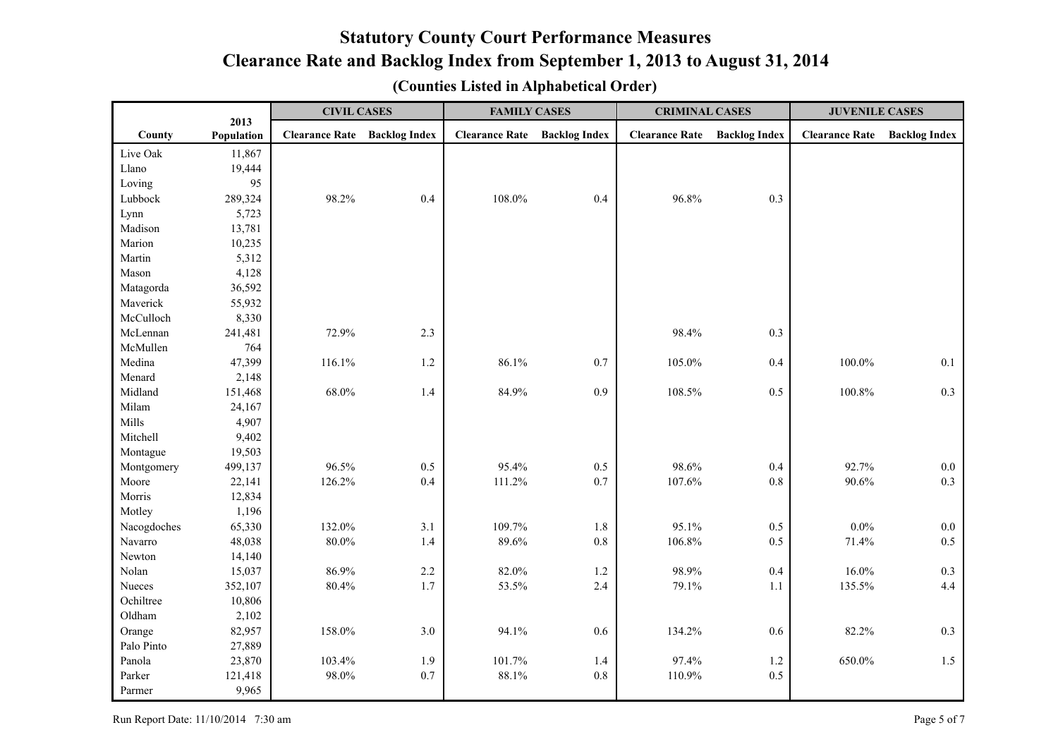# Statutory County Court Performance Measures

## Clearance Rate and Backlog Index from September 1, 2013 to August 31, 2014

### (Counties Listed in Alphabetical Order)

| County | 2013 Population | CIVIL CASES | | FAMILY CASES | | CRIMINAL CASES | | JUVENILE CASES | |
|---|---|---|---|---|---|---|---|---|---|
| | | Clearance Rate | Backlog Index | Clearance Rate | Backlog Index | Clearance Rate | Backlog Index | Clearance Rate | Backlog Index |
| Live Oak | 11,867 | | | | | | | | |
| Llano | 19,444 | | | | | | | | |
| Loving | 95 | | | | | | | | |
| Lubbock | 289,324 | 98.2% | 0.4 | 108.0% | 0.4 | 96.8% | 0.3 | | |
| Lynn | 5,723 | | | | | | | | |
| Madison | 13,781 | | | | | | | | |
| Marion | 10,235 | | | | | | | | |
| Martin | 5,312 | | | | | | | | |
| Mason | 4,128 | | | | | | | | |
| Matagorda | 36,592 | | | | | | | | |
| Maverick | 55,932 | | | | | | | | |
| McCulloch | 8,330 | | | | | | | | |
| McLennan | 241,481 | 72.9% | 2.3 | | | 98.4% | 0.3 | | |
| McMullen | 764 | | | | | | | | |
| Medina | 47,399 | 116.1% | 1.2 | 86.1% | 0.7 | 105.0% | 0.4 | 100.0% | 0.1 |
| Menard | 2,148 | | | | | | | | |
| Midland | 151,468 | 68.0% | 1.4 | 84.9% | 0.9 | 108.5% | 0.5 | 100.8% | 0.3 |
| Milam | 24,167 | | | | | | | | |
| Mills | 4,907 | | | | | | | | |
| Mitchell | 9,402 | | | | | | | | |
| Montague | 19,503 | | | | | | | | |
| Montgomery | 499,137 | 96.5% | 0.5 | 95.4% | 0.5 | 98.6% | 0.4 | 92.7% | 0.0 |
| Moore | 22,141 | 126.2% | 0.4 | 111.2% | 0.7 | 107.6% | 0.8 | 90.6% | 0.3 |
| Morris | 12,834 | | | | | | | | |
| Motley | 1,196 | | | | | | | | |
| Nacogdoches | 65,330 | 132.0% | 3.1 | 109.7% | 1.8 | 95.1% | 0.5 | 0.0% | 0.0 |
| Navarro | 48,038 | 80.0% | 1.4 | 89.6% | 0.8 | 106.8% | 0.5 | 71.4% | 0.5 |
| Newton | 14,140 | | | | | | | | |
| Nolan | 15,037 | 86.9% | 2.2 | 82.0% | 1.2 | 98.9% | 0.4 | 16.0% | 0.3 |
| Nueces | 352,107 | 80.4% | 1.7 | 53.5% | 2.4 | 79.1% | 1.1 | 135.5% | 4.4 |
| Ochiltree | 10,806 | | | | | | | | |
| Oldham | 2,102 | | | | | | | | |
| Orange | 82,957 | 158.0% | 3.0 | 94.1% | 0.6 | 134.2% | 0.6 | 82.2% | 0.3 |
| Palo Pinto | 27,889 | | | | | | | | |
| Panola | 23,870 | 103.4% | 1.9 | 101.7% | 1.4 | 97.4% | 1.2 | 650.0% | 1.5 |
| Parker | 121,418 | 98.0% | 0.7 | 88.1% | 0.8 | 110.9% | 0.5 | | |
| Parmer | 9,965 | | | | | | | | |

Run Report Date: 11/10/2014 7:30 am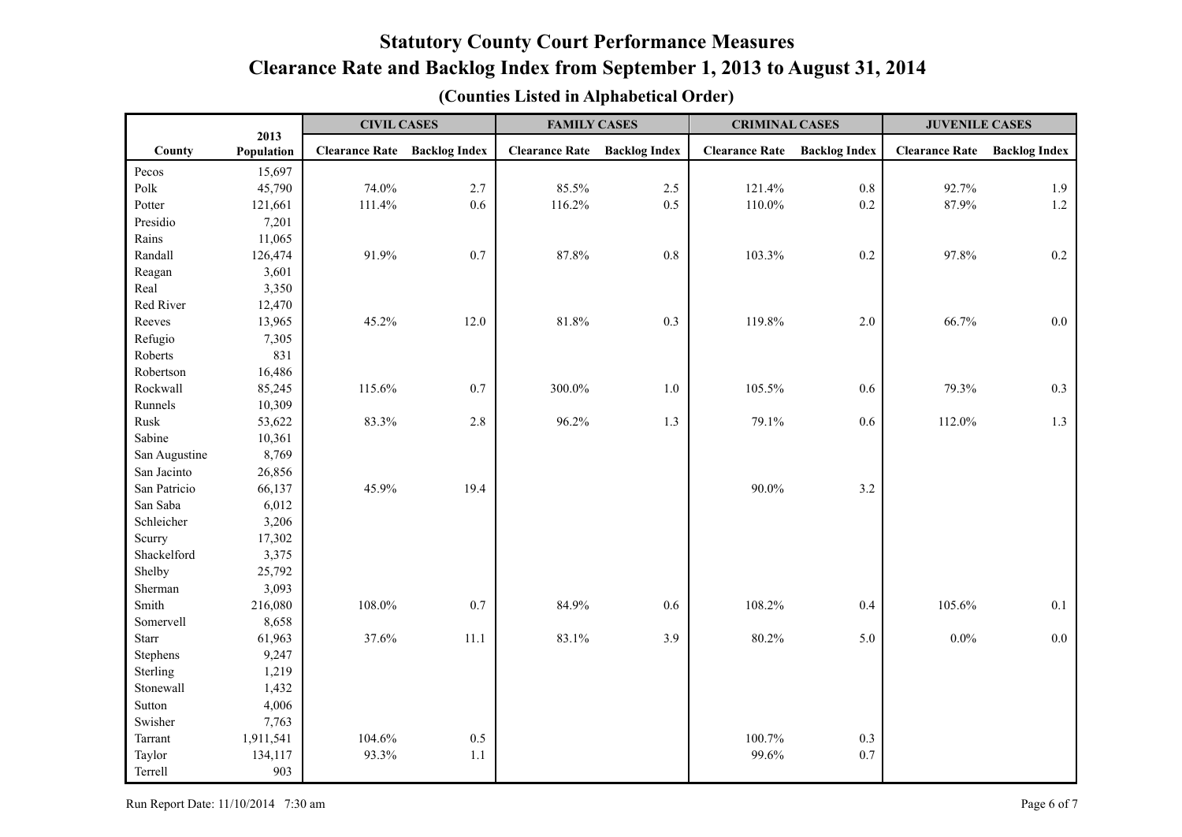# Statutory County Court Performance Measures

## Clearance Rate and Backlog Index from September 1, 2013 to August 31, 2014

### (Counties Listed in Alphabetical Order)

| County | 2013 Population | CIVIL CASES | | FAMILY CASES | | CRIMINAL CASES | | JUVENILE CASES | |
|---|---|---|---|---|---|---|---|---|---|
| | | Clearance Rate | Backlog Index | Clearance Rate | Backlog Index | Clearance Rate | Backlog Index | Clearance Rate | Backlog Index |
| Pecos | 15,697 | | | | | | | | |
| Polk | 45,790 | 74.0% | 2.7 | 85.5% | 2.5 | 121.4% | 0.8 | 92.7% | 1.9 |
| Potter | 121,661 | 111.4% | 0.6 | 116.2% | 0.5 | 110.0% | 0.2 | 87.9% | 1.2 |
| Presidio | 7,201 | | | | | | | | |
| Rains | 11,065 | | | | | | | | |
| Randall | 126,474 | 91.9% | 0.7 | 87.8% | 0.8 | 103.3% | 0.2 | 97.8% | 0.2 |
| Reagan | 3,601 | | | | | | | | |
| Real | 3,350 | | | | | | | | |
| Red River | 12,470 | | | | | | | | |
| Reeves | 13,965 | 45.2% | 12.0 | 81.8% | 0.3 | 119.8% | 2.0 | 66.7% | 0.0 |
| Refugio | 7,305 | | | | | | | | |
| Roberts | 831 | | | | | | | | |
| Robertson | 16,486 | | | | | | | | |
| Rockwall | 85,245 | 115.6% | 0.7 | 300.0% | 1.0 | 105.5% | 0.6 | 79.3% | 0.3 |
| Runnels | 10,309 | | | | | | | | |
| Rusk | 53,622 | 83.3% | 2.8 | 96.2% | 1.3 | 79.1% | 0.6 | 112.0% | 1.3 |
| Sabine | 10,361 | | | | | | | | |
| San Augustine | 8,769 | | | | | | | | |
| San Jacinto | 26,856 | | | | | | | | |
| San Patricio | 66,137 | 45.9% | 19.4 | | | 90.0% | 3.2 | | |
| San Saba | 6,012 | | | | | | | | |
| Schleicher | 3,206 | | | | | | | | |
| Scurry | 17,302 | | | | | | | | |
| Shackelford | 3,375 | | | | | | | | |
| Shelby | 25,792 | | | | | | | | |
| Sherman | 3,093 | | | | | | | | |
| Smith | 216,080 | 108.0% | 0.7 | 84.9% | 0.6 | 108.2% | 0.4 | 105.6% | 0.1 |
| Somervell | 8,658 | | | | | | | | |
| Starr | 61,963 | 37.6% | 11.1 | 83.1% | 3.9 | 80.2% | 5.0 | 0.0% | 0.0 |
| Stephens | 9,247 | | | | | | | | |
| Sterling | 1,219 | | | | | | | | |
| Stonewall | 1,432 | | | | | | | | |
| Sutton | 4,006 | | | | | | | | |
| Swisher | 7,763 | | | | | | | | |
| Tarrant | 1,911,541 | 104.6% | 0.5 | | | 100.7% | 0.3 | | |
| Taylor | 134,117 | 93.3% | 1.1 | | | 99.6% | 0.7 | | |
| Terrell | 903 | | | | | | | | |

Run Report Date: 11/10/2014 7:30 am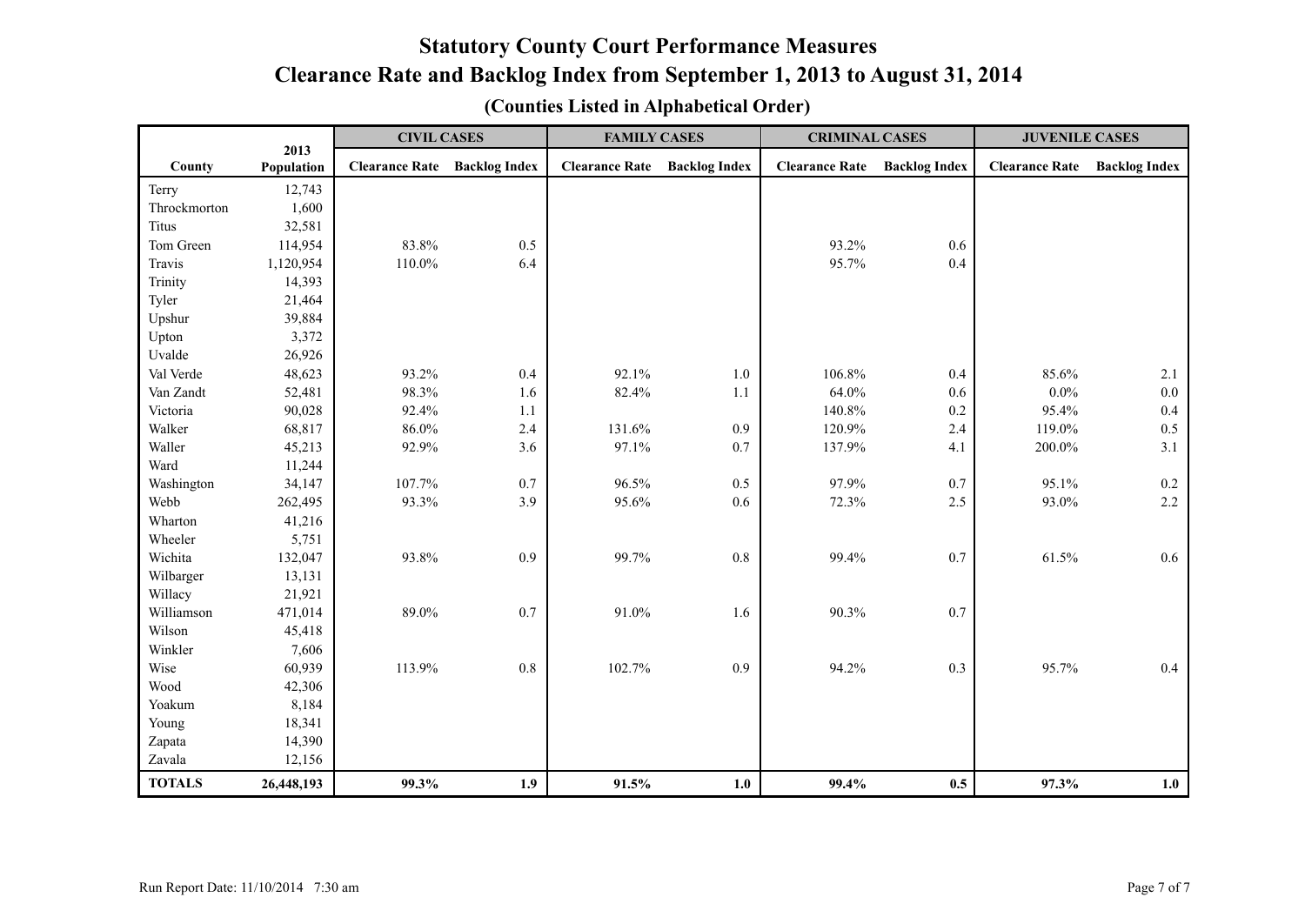# Statutory County Court Performance Measures

## Clearance Rate and Backlog Index from September 1, 2013 to August 31, 2014

### (Counties Listed in Alphabetical Order)

| County | 2013 Population | CIVIL CASES | | FAMILY CASES | | CRIMINAL CASES | | JUVENILE CASES | |
|---|---|---|---|---|---|---|---|---|---|
| | | Clearance Rate | Backlog Index | Clearance Rate | Backlog Index | Clearance Rate | Backlog Index | Clearance Rate | Backlog Index |
| Terry | 12,743 | | | | | | | | |
| Throckmorton | 1,600 | | | | | | | | |
| Titus | 32,581 | | | | | | | | |
| Tom Green | 114,954 | 83.8% | 0.5 | | | 93.2% | 0.6 | | |
| Travis | 1,120,954 | 110.0% | 6.4 | | | 95.7% | 0.4 | | |
| Trinity | 14,393 | | | | | | | | |
| Tyler | 21,464 | | | | | | | | |
| Upshur | 39,884 | | | | | | | | |
| Upton | 3,372 | | | | | | | | |
| Uvalde | 26,926 | | | | | | | | |
| Val Verde | 48,623 | 93.2% | 0.4 | 92.1% | 1.0 | 106.8% | 0.4 | 85.6% | 2.1 |
| Van Zandt | 52,481 | 98.3% | 1.6 | 82.4% | 1.1 | 64.0% | 0.6 | 0.0% | 0.0 |
| Victoria | 90,028 | 92.4% | 1.1 | | | 140.8% | 0.2 | 95.4% | 0.4 |
| Walker | 68,817 | 86.0% | 2.4 | 131.6% | 0.9 | 120.9% | 2.4 | 119.0% | 0.5 |
| Waller | 45,213 | 92.9% | 3.6 | 97.1% | 0.7 | 137.9% | 4.1 | 200.0% | 3.1 |
| Ward | 11,244 | | | | | | | | |
| Washington | 34,147 | 107.7% | 0.7 | 96.5% | 0.5 | 97.9% | 0.7 | 95.1% | 0.2 |
| Webb | 262,495 | 93.3% | 3.9 | 95.6% | 0.6 | 72.3% | 2.5 | 93.0% | 2.2 |
| Wharton | 41,216 | | | | | | | | |
| Wheeler | 5,751 | | | | | | | | |
| Wichita | 132,047 | 93.8% | 0.9 | 99.7% | 0.8 | 99.4% | 0.7 | 61.5% | 0.6 |
| Wilbarger | 13,131 | | | | | | | | |
| Willacy | 21,921 | | | | | | | | |
| Williamson | 471,014 | 89.0% | 0.7 | 91.0% | 1.6 | 90.3% | 0.7 | | |
| Wilson | 45,418 | | | | | | | | |
| Winkler | 7,606 | | | | | | | | |
| Wise | 60,939 | 113.9% | 0.8 | 102.7% | 0.9 | 94.2% | 0.3 | 95.7% | 0.4 |
| Wood | 42,306 | | | | | | | | |
| Yoakum | 8,184 | | | | | | | | |
| Young | 18,341 | | | | | | | | |
| Zapata | 14,390 | | | | | | | | |
| Zavala | 12,156 | | | | | | | | |
| **TOTALS** | **26,448,193** | **99.3%** | **1.9** | **91.5%** | **1.0** | **99.4%** | **0.5** | **97.3%** | **1.0** |

Run Report Date: 11/10/2014 7:30 am